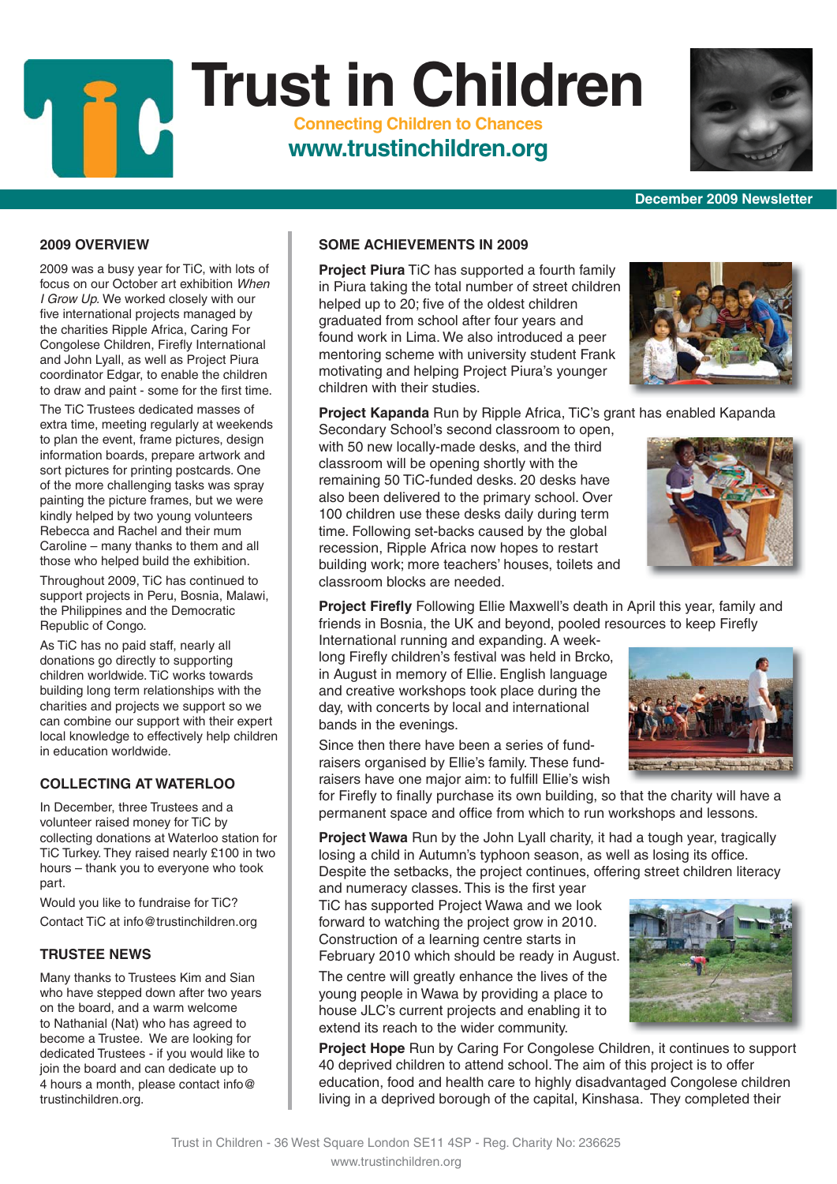# Trust in Children

**Connecting Children to Chances**

**www.trustinchildren.org**

**December 2009 Newsletter**

## 2009 OVERVIEW

2009 was a busy year for TiC, with lots of focus on our October art exhibition *When I Grow Up*. We worked closely with our five international projects managed by the charities Ripple Africa, Caring For Congolese Children, Firefly International and John Lyall, as well as Project Piura coordinator Edgar, to enable the children to draw and paint - some for the first time.

The TiC Trustees dedicated masses of extra time, meeting regularly at weekends to plan the event, frame pictures, design information boards, prepare artwork and sort pictures for printing postcards. One of the more challenging tasks was spray painting the picture frames, but we were kindly helped by two young volunteers Rebecca and Rachel and their mum Caroline – many thanks to them and all those who helped build the exhibition.

Throughout 2009, TiC has continued to support projects in Peru, Bosnia, Malawi, the Philippines and the Democratic Republic of Congo.

As TiC has no paid staff, nearly all donations go directly to supporting children worldwide. TiC works towards building long term relationships with the charities and projects we support so we can combine our support with their expert local knowledge to effectively help children in education worldwide.

## COLLECTING AT WATERLOO

In December, three Trustees and a volunteer raised money for TiC by collecting donations at Waterloo station for TiC Turkey. They raised nearly £100 in two hours – thank you to everyone who took part.

Would you like to fundraise for TiC?
Contact TiC at info@trustinchildren.org

## TRUSTEE NEWS

Many thanks to Trustees Kim and Sian who have stepped down after two years on the board, and a warm welcome to Nathanial (Nat) who has agreed to become a Trustee. We are looking for dedicated Trustees - if you would like to join the board and can dedicate up to 4 hours a month, please contact info@trustinchildren.org.

## SOME ACHIEVEMENTS IN 2009

**Project Piura** TiC has supported a fourth family in Piura taking the total number of street children helped up to 20; five of the oldest children graduated from school after four years and found work in Lima. We also introduced a peer mentoring scheme with university student Frank motivating and helping Project Piura's younger children with their studies.

**Project Kapanda** Run by Ripple Africa, TiC's grant has enabled Kapanda Secondary School's second classroom to open, with 50 new locally-made desks, and the third classroom will be opening shortly with the remaining 50 TiC-funded desks. 20 desks have also been delivered to the primary school. Over 100 children use these desks daily during term time. Following set-backs caused by the global recession, Ripple Africa now hopes to restart building work; more teachers' houses, toilets and classroom blocks are needed.

**Project Firefly** Following Ellie Maxwell's death in April this year, family and friends in Bosnia, the UK and beyond, pooled resources to keep Firefly International running and expanding. A week-long Firefly children's festival was held in Brcko, in August in memory of Ellie. English language and creative workshops took place during the day, with concerts by local and international bands in the evenings.

Since then there have been a series of fund-raisers organised by Ellie's family. These fund-raisers have one major aim: to fulfill Ellie's wish for Firefly to finally purchase its own building, so that the charity will have a permanent space and office from which to run workshops and lessons.

**Project Wawa** Run by the John Lyall charity, it had a tough year, tragically losing a child in Autumn's typhoon season, as well as losing its office. Despite the setbacks, the project continues, offering street children literacy and numeracy classes. This is the first year TiC has supported Project Wawa and we look forward to watching the project grow in 2010. Construction of a learning centre starts in February 2010 which should be ready in August. The centre will greatly enhance the lives of the young people in Wawa by providing a place to house JLC's current projects and enabling it to extend its reach to the wider community.

**Project Hope** Run by Caring For Congolese Children, it continues to support 40 deprived children to attend school. The aim of this project is to offer education, food and health care to highly disadvantaged Congolese children living in a deprived borough of the capital, Kinshasa. They completed their

Trust in Children - 36 West Square London SE11 4SP - Reg. Charity No: 236625
www.trustinchildren.org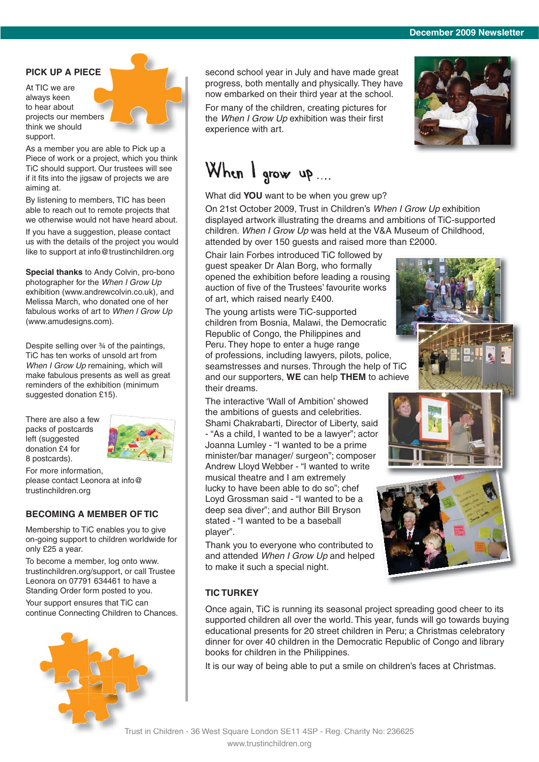## PICK UP A PIECE

At TIC we are always keen to hear about projects our members think we should support.

As a member you are able to Pick up a Piece of work or a project, which you think TiC should support. Our trustees will see if it fits into the jigsaw of projects we are aiming at.

By listening to members, TIC has been able to reach out to remote projects that we otherwise would not have heard about.

If you have a suggestion, please contact us with the details of the project you would like to support at info@trustinchildren.org

**Special thanks** to Andy Colvin, pro-bono photographer for the *When I Grow Up* exhibition (www.andrewcolvin.co.uk), and Melissa March, who donated one of her fabulous works of art to *When I Grow Up* (www.amudesigns.com).

Despite selling over ¾ of the paintings, TiC has ten works of unsold art from *When I Grow Up* remaining, which will make fabulous presents as well as great reminders of the exhibition (minimum suggested donation £15).

There are also a few packs of postcards left (suggested donation £4 for 8 postcards).

For more information, please contact Leonora at info@trustinchildren.org

## BECOMING A MEMBER OF TIC

Membership to TiC enables you to give on-going support to children worldwide for only £25 a year.

To become a member, log onto www.trustinchildren.org/support, or call Trustee Leonora on 07791 634461 to have a Standing Order form posted to you.

Your support ensures that TiC can continue Connecting Children to Chances.

second school year in July and have made great progress, both mentally and physically. They have now embarked on their third year at the school.

For many of the children, creating pictures for the *When I Grow Up* exhibition was their first experience with art.

## When I grow up ....

What did **YOU** want to be when you grew up?

On 21st October 2009, Trust in Children's *When I Grow Up* exhibition displayed artwork illustrating the dreams and ambitions of TiC-supported children. *When I Grow Up* was held at the V&A Museum of Childhood, attended by over 150 guests and raised more than £2000.

Chair Iain Forbes introduced TiC followed by guest speaker Dr Alan Borg, who formally opened the exhibition before leading a rousing auction of five of the Trustees' favourite works of art, which raised nearly £400.

The young artists were TiC-supported children from Bosnia, Malawi, the Democratic Republic of Congo, the Philippines and Peru. They hope to enter a huge range of professions, including lawyers, pilots, police, seamstresses and nurses. Through the help of TiC and our supporters, **WE** can help **THEM** to achieve their dreams.

The interactive 'Wall of Ambition' showed the ambitions of guests and celebrities. Shami Chakrabarti, Director of Liberty, said - "As a child, I wanted to be a lawyer"; actor Joanna Lumley - "I wanted to be a prime minister/bar manager/ surgeon"; composer Andrew Lloyd Webber - "I wanted to write musical theatre and I am extremely lucky to have been able to do so"; chef Loyd Grossman said - "I wanted to be a deep sea diver"; and author Bill Bryson stated - "I wanted to be a baseball player".

Thank you to everyone who contributed to and attended *When I Grow Up* and helped to make it such a special night.

## TIC TURKEY

Once again, TiC is running its seasonal project spreading good cheer to its supported children all over the world. This year, funds will go towards buying educational presents for 20 street children in Peru; a Christmas celebratory dinner for over 40 children in the Democratic Republic of Congo and library books for children in the Philippines.

It is our way of being able to put a smile on children's faces at Christmas.

Trust in Children - 36 West Square London SE11 4SP - Reg. Charity No: 236625
www.trustinchildren.org